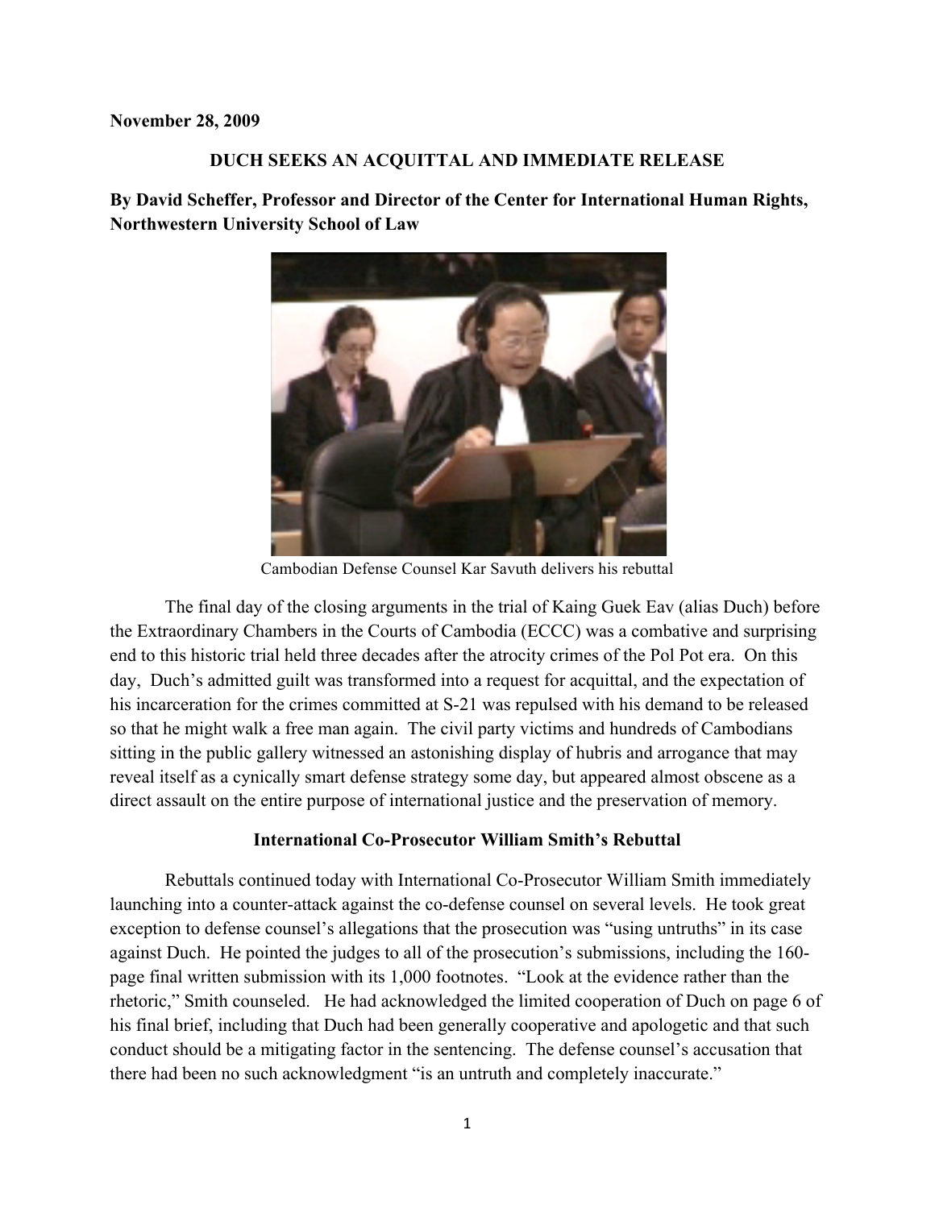**November 28, 2009**

**DUCH SEEKS AN ACQUITTAL AND IMMEDIATE RELEASE**

**By David Scheffer, Professor and Director of the Center for International Human Rights, Northwestern University School of Law**

Cambodian Defense Counsel Kar Savuth delivers his rebuttal

The final day of the closing arguments in the trial of Kaing Guek Eav (alias Duch) before the Extraordinary Chambers in the Courts of Cambodia (ECCC) was a combative and surprising end to this historic trial held three decades after the atrocity crimes of the Pol Pot era. On this day, Duch's admitted guilt was transformed into a request for acquittal, and the expectation of his incarceration for the crimes committed at S-21 was repulsed with his demand to be released so that he might walk a free man again. The civil party victims and hundreds of Cambodians sitting in the public gallery witnessed an astonishing display of hubris and arrogance that may reveal itself as a cynically smart defense strategy some day, but appeared almost obscene as a direct assault on the entire purpose of international justice and the preservation of memory.

**International Co-Prosecutor William Smith's Rebuttal**

Rebuttals continued today with International Co-Prosecutor William Smith immediately launching into a counter-attack against the co-defense counsel on several levels. He took great exception to defense counsel's allegations that the prosecution was "using untruths" in its case against Duch. He pointed the judges to all of the prosecution's submissions, including the 160-page final written submission with its 1,000 footnotes. "Look at the evidence rather than the rhetoric," Smith counseled. He had acknowledged the limited cooperation of Duch on page 6 of his final brief, including that Duch had been generally cooperative and apologetic and that such conduct should be a mitigating factor in the sentencing. The defense counsel's accusation that there had been no such acknowledgment "is an untruth and completely inaccurate."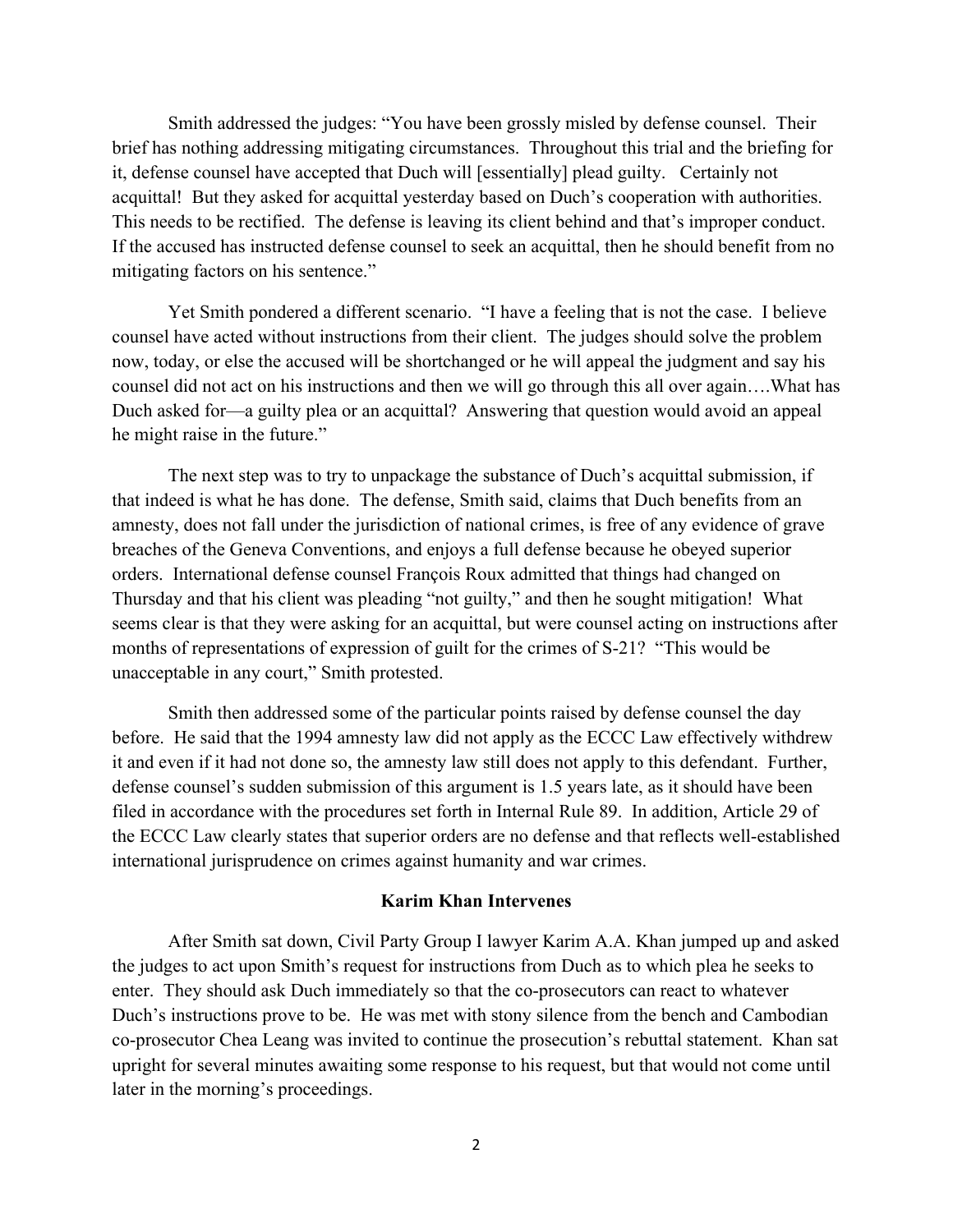Smith addressed the judges: "You have been grossly misled by defense counsel. Their brief has nothing addressing mitigating circumstances. Throughout this trial and the briefing for it, defense counsel have accepted that Duch will [essentially] plead guilty. Certainly not acquittal! But they asked for acquittal yesterday based on Duch's cooperation with authorities. This needs to be rectified. The defense is leaving its client behind and that's improper conduct. If the accused has instructed defense counsel to seek an acquittal, then he should benefit from no mitigating factors on his sentence."

Yet Smith pondered a different scenario. "I have a feeling that is not the case. I believe counsel have acted without instructions from their client. The judges should solve the problem now, today, or else the accused will be shortchanged or he will appeal the judgment and say his counsel did not act on his instructions and then we will go through this all over again….What has Duch asked for—a guilty plea or an acquittal? Answering that question would avoid an appeal he might raise in the future."

The next step was to try to unpackage the substance of Duch's acquittal submission, if that indeed is what he has done. The defense, Smith said, claims that Duch benefits from an amnesty, does not fall under the jurisdiction of national crimes, is free of any evidence of grave breaches of the Geneva Conventions, and enjoys a full defense because he obeyed superior orders. International defense counsel François Roux admitted that things had changed on Thursday and that his client was pleading "not guilty," and then he sought mitigation! What seems clear is that they were asking for an acquittal, but were counsel acting on instructions after months of representations of expression of guilt for the crimes of S-21? "This would be unacceptable in any court," Smith protested.

Smith then addressed some of the particular points raised by defense counsel the day before. He said that the 1994 amnesty law did not apply as the ECCC Law effectively withdrew it and even if it had not done so, the amnesty law still does not apply to this defendant. Further, defense counsel's sudden submission of this argument is 1.5 years late, as it should have been filed in accordance with the procedures set forth in Internal Rule 89. In addition, Article 29 of the ECCC Law clearly states that superior orders are no defense and that reflects well-established international jurisprudence on crimes against humanity and war crimes.

### Karim Khan Intervenes

After Smith sat down, Civil Party Group I lawyer Karim A.A. Khan jumped up and asked the judges to act upon Smith's request for instructions from Duch as to which plea he seeks to enter. They should ask Duch immediately so that the co-prosecutors can react to whatever Duch's instructions prove to be. He was met with stony silence from the bench and Cambodian co-prosecutor Chea Leang was invited to continue the prosecution's rebuttal statement. Khan sat upright for several minutes awaiting some response to his request, but that would not come until later in the morning's proceedings.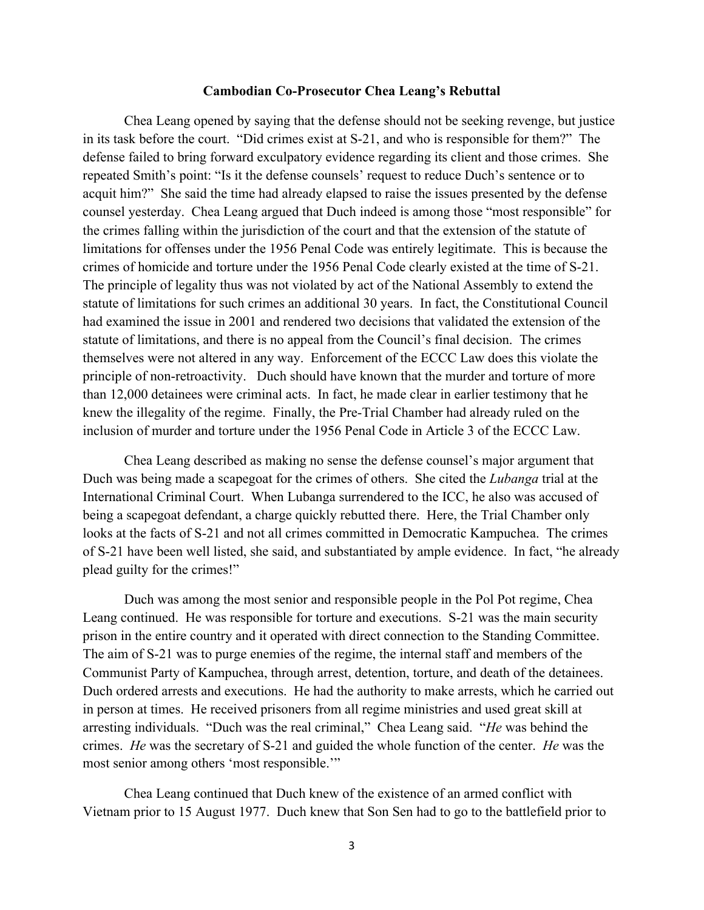**Cambodian Co-Prosecutor Chea Leang's Rebuttal**

Chea Leang opened by saying that the defense should not be seeking revenge, but justice in its task before the court. "Did crimes exist at S-21, and who is responsible for them?" The defense failed to bring forward exculpatory evidence regarding its client and those crimes. She repeated Smith's point: "Is it the defense counsels' request to reduce Duch's sentence or to acquit him?" She said the time had already elapsed to raise the issues presented by the defense counsel yesterday. Chea Leang argued that Duch indeed is among those "most responsible" for the crimes falling within the jurisdiction of the court and that the extension of the statute of limitations for offenses under the 1956 Penal Code was entirely legitimate. This is because the crimes of homicide and torture under the 1956 Penal Code clearly existed at the time of S-21. The principle of legality thus was not violated by act of the National Assembly to extend the statute of limitations for such crimes an additional 30 years. In fact, the Constitutional Council had examined the issue in 2001 and rendered two decisions that validated the extension of the statute of limitations, and there is no appeal from the Council's final decision. The crimes themselves were not altered in any way. Enforcement of the ECCC Law does this violate the principle of non-retroactivity. Duch should have known that the murder and torture of more than 12,000 detainees were criminal acts. In fact, he made clear in earlier testimony that he knew the illegality of the regime. Finally, the Pre-Trial Chamber had already ruled on the inclusion of murder and torture under the 1956 Penal Code in Article 3 of the ECCC Law.

Chea Leang described as making no sense the defense counsel's major argument that Duch was being made a scapegoat for the crimes of others. She cited the *Lubanga* trial at the International Criminal Court. When Lubanga surrendered to the ICC, he also was accused of being a scapegoat defendant, a charge quickly rebutted there. Here, the Trial Chamber only looks at the facts of S-21 and not all crimes committed in Democratic Kampuchea. The crimes of S-21 have been well listed, she said, and substantiated by ample evidence. In fact, "he already plead guilty for the crimes!"

Duch was among the most senior and responsible people in the Pol Pot regime, Chea Leang continued. He was responsible for torture and executions. S-21 was the main security prison in the entire country and it operated with direct connection to the Standing Committee. The aim of S-21 was to purge enemies of the regime, the internal staff and members of the Communist Party of Kampuchea, through arrest, detention, torture, and death of the detainees. Duch ordered arrests and executions. He had the authority to make arrests, which he carried out in person at times. He received prisoners from all regime ministries and used great skill at arresting individuals. "Duch was the real criminal," Chea Leang said. "*He* was behind the crimes. *He* was the secretary of S-21 and guided the whole function of the center. *He* was the most senior among others 'most responsible.'"

Chea Leang continued that Duch knew of the existence of an armed conflict with Vietnam prior to 15 August 1977. Duch knew that Son Sen had to go to the battlefield prior to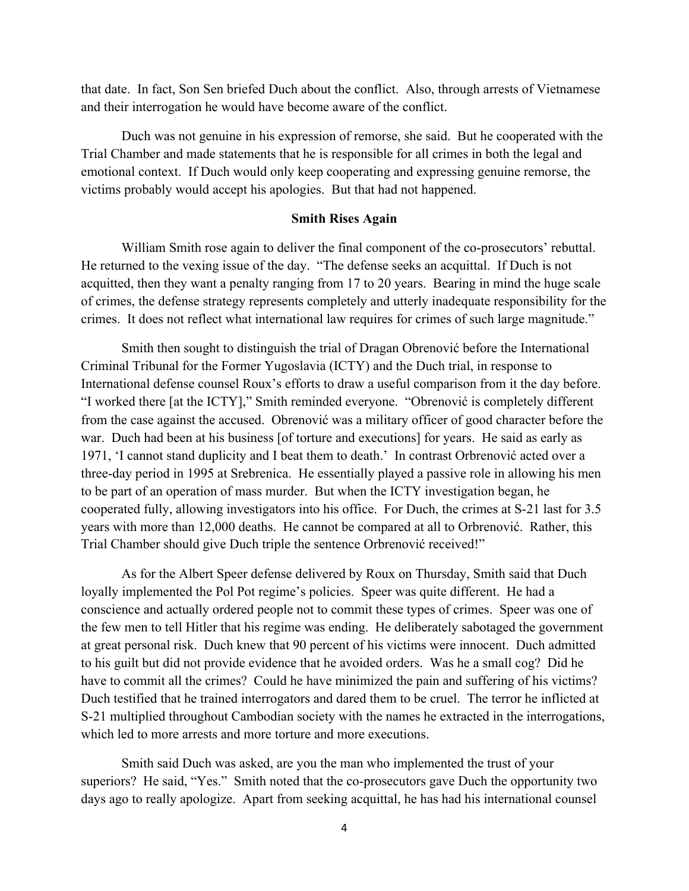that date. In fact, Son Sen briefed Duch about the conflict. Also, through arrests of Vietnamese and their interrogation he would have become aware of the conflict.

Duch was not genuine in his expression of remorse, she said. But he cooperated with the Trial Chamber and made statements that he is responsible for all crimes in both the legal and emotional context. If Duch would only keep cooperating and expressing genuine remorse, the victims probably would accept his apologies. But that had not happened.

**Smith Rises Again**

William Smith rose again to deliver the final component of the co-prosecutors' rebuttal. He returned to the vexing issue of the day. "The defense seeks an acquittal. If Duch is not acquitted, then they want a penalty ranging from 17 to 20 years. Bearing in mind the huge scale of crimes, the defense strategy represents completely and utterly inadequate responsibility for the crimes. It does not reflect what international law requires for crimes of such large magnitude."

Smith then sought to distinguish the trial of Dragan Obrenović before the International Criminal Tribunal for the Former Yugoslavia (ICTY) and the Duch trial, in response to International defense counsel Roux's efforts to draw a useful comparison from it the day before. "I worked there [at the ICTY]," Smith reminded everyone. "Obrenović is completely different from the case against the accused. Obrenović was a military officer of good character before the war. Duch had been at his business [of torture and executions] for years. He said as early as 1971, 'I cannot stand duplicity and I beat them to death.' In contrast Orbrenović acted over a three-day period in 1995 at Srebrenica. He essentially played a passive role in allowing his men to be part of an operation of mass murder. But when the ICTY investigation began, he cooperated fully, allowing investigators into his office. For Duch, the crimes at S-21 last for 3.5 years with more than 12,000 deaths. He cannot be compared at all to Orbrenović. Rather, this Trial Chamber should give Duch triple the sentence Orbrenović received!"

As for the Albert Speer defense delivered by Roux on Thursday, Smith said that Duch loyally implemented the Pol Pot regime's policies. Speer was quite different. He had a conscience and actually ordered people not to commit these types of crimes. Speer was one of the few men to tell Hitler that his regime was ending. He deliberately sabotaged the government at great personal risk. Duch knew that 90 percent of his victims were innocent. Duch admitted to his guilt but did not provide evidence that he avoided orders. Was he a small cog? Did he have to commit all the crimes? Could he have minimized the pain and suffering of his victims? Duch testified that he trained interrogators and dared them to be cruel. The terror he inflicted at S-21 multiplied throughout Cambodian society with the names he extracted in the interrogations, which led to more arrests and more torture and more executions.

Smith said Duch was asked, are you the man who implemented the trust of your superiors? He said, "Yes." Smith noted that the co-prosecutors gave Duch the opportunity two days ago to really apologize. Apart from seeking acquittal, he has had his international counsel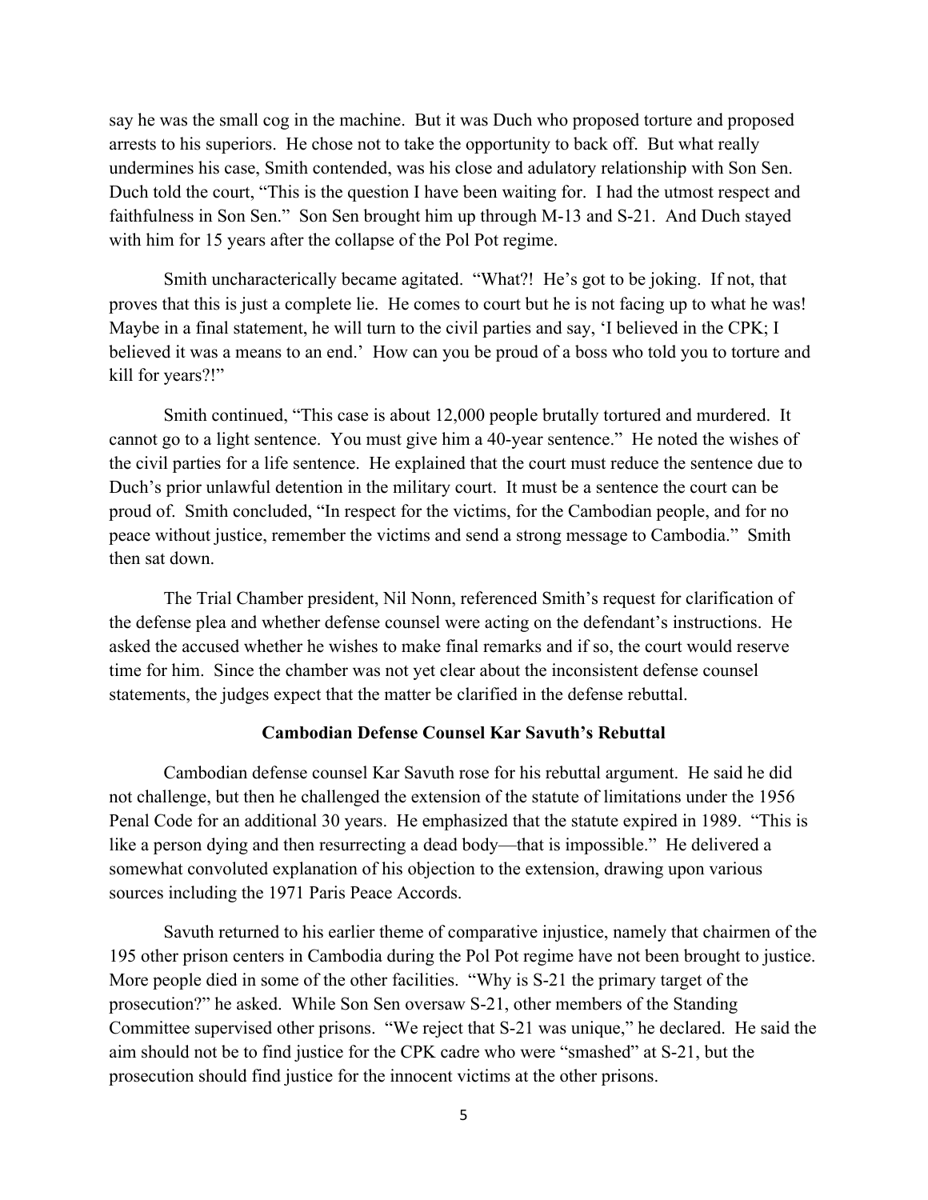say he was the small cog in the machine. But it was Duch who proposed torture and proposed arrests to his superiors. He chose not to take the opportunity to back off. But what really undermines his case, Smith contended, was his close and adulatory relationship with Son Sen. Duch told the court, "This is the question I have been waiting for. I had the utmost respect and faithfulness in Son Sen." Son Sen brought him up through M-13 and S-21. And Duch stayed with him for 15 years after the collapse of the Pol Pot regime.

Smith uncharacterically became agitated. "What?! He's got to be joking. If not, that proves that this is just a complete lie. He comes to court but he is not facing up to what he was! Maybe in a final statement, he will turn to the civil parties and say, 'I believed in the CPK; I believed it was a means to an end.' How can you be proud of a boss who told you to torture and kill for years?!"

Smith continued, "This case is about 12,000 people brutally tortured and murdered. It cannot go to a light sentence. You must give him a 40-year sentence." He noted the wishes of the civil parties for a life sentence. He explained that the court must reduce the sentence due to Duch's prior unlawful detention in the military court. It must be a sentence the court can be proud of. Smith concluded, "In respect for the victims, for the Cambodian people, and for no peace without justice, remember the victims and send a strong message to Cambodia." Smith then sat down.

The Trial Chamber president, Nil Nonn, referenced Smith's request for clarification of the defense plea and whether defense counsel were acting on the defendant's instructions. He asked the accused whether he wishes to make final remarks and if so, the court would reserve time for him. Since the chamber was not yet clear about the inconsistent defense counsel statements, the judges expect that the matter be clarified in the defense rebuttal.

**Cambodian Defense Counsel Kar Savuth's Rebuttal**

Cambodian defense counsel Kar Savuth rose for his rebuttal argument. He said he did not challenge, but then he challenged the extension of the statute of limitations under the 1956 Penal Code for an additional 30 years. He emphasized that the statute expired in 1989. "This is like a person dying and then resurrecting a dead body—that is impossible." He delivered a somewhat convoluted explanation of his objection to the extension, drawing upon various sources including the 1971 Paris Peace Accords.

Savuth returned to his earlier theme of comparative injustice, namely that chairmen of the 195 other prison centers in Cambodia during the Pol Pot regime have not been brought to justice. More people died in some of the other facilities. "Why is S-21 the primary target of the prosecution?" he asked. While Son Sen oversaw S-21, other members of the Standing Committee supervised other prisons. "We reject that S-21 was unique," he declared. He said the aim should not be to find justice for the CPK cadre who were "smashed" at S-21, but the prosecution should find justice for the innocent victims at the other prisons.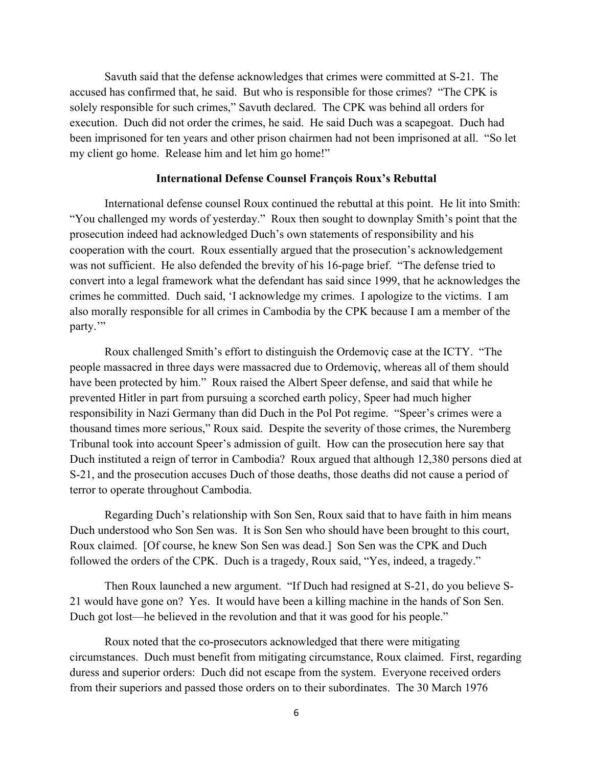Savuth said that the defense acknowledges that crimes were committed at S-21. The accused has confirmed that, he said. But who is responsible for those crimes? "The CPK is solely responsible for such crimes," Savuth declared. The CPK was behind all orders for execution. Duch did not order the crimes, he said. He said Duch was a scapegoat. Duch had been imprisoned for ten years and other prison chairmen had not been imprisoned at all. "So let my client go home. Release him and let him go home!"

**International Defense Counsel François Roux's Rebuttal**

International defense counsel Roux continued the rebuttal at this point. He lit into Smith: "You challenged my words of yesterday." Roux then sought to downplay Smith's point that the prosecution indeed had acknowledged Duch's own statements of responsibility and his cooperation with the court. Roux essentially argued that the prosecution's acknowledgement was not sufficient. He also defended the brevity of his 16-page brief. "The defense tried to convert into a legal framework what the defendant has said since 1999, that he acknowledges the crimes he committed. Duch said, 'I acknowledge my crimes. I apologize to the victims. I am also morally responsible for all crimes in Cambodia by the CPK because I am a member of the party.'"

Roux challenged Smith's effort to distinguish the Ordemoviç case at the ICTY. "The people massacred in three days were massacred due to Ordemoviç, whereas all of them should have been protected by him." Roux raised the Albert Speer defense, and said that while he prevented Hitler in part from pursuing a scorched earth policy, Speer had much higher responsibility in Nazi Germany than did Duch in the Pol Pot regime. "Speer's crimes were a thousand times more serious," Roux said. Despite the severity of those crimes, the Nuremberg Tribunal took into account Speer's admission of guilt. How can the prosecution here say that Duch instituted a reign of terror in Cambodia? Roux argued that although 12,380 persons died at S-21, and the prosecution accuses Duch of those deaths, those deaths did not cause a period of terror to operate throughout Cambodia.

Regarding Duch's relationship with Son Sen, Roux said that to have faith in him means Duch understood who Son Sen was. It is Son Sen who should have been brought to this court, Roux claimed. [Of course, he knew Son Sen was dead.] Son Sen was the CPK and Duch followed the orders of the CPK. Duch is a tragedy, Roux said, "Yes, indeed, a tragedy."

Then Roux launched a new argument. "If Duch had resigned at S-21, do you believe S-21 would have gone on? Yes. It would have been a killing machine in the hands of Son Sen. Duch got lost—he believed in the revolution and that it was good for his people."

Roux noted that the co-prosecutors acknowledged that there were mitigating circumstances. Duch must benefit from mitigating circumstance, Roux claimed. First, regarding duress and superior orders: Duch did not escape from the system. Everyone received orders from their superiors and passed those orders on to their subordinates. The 30 March 1976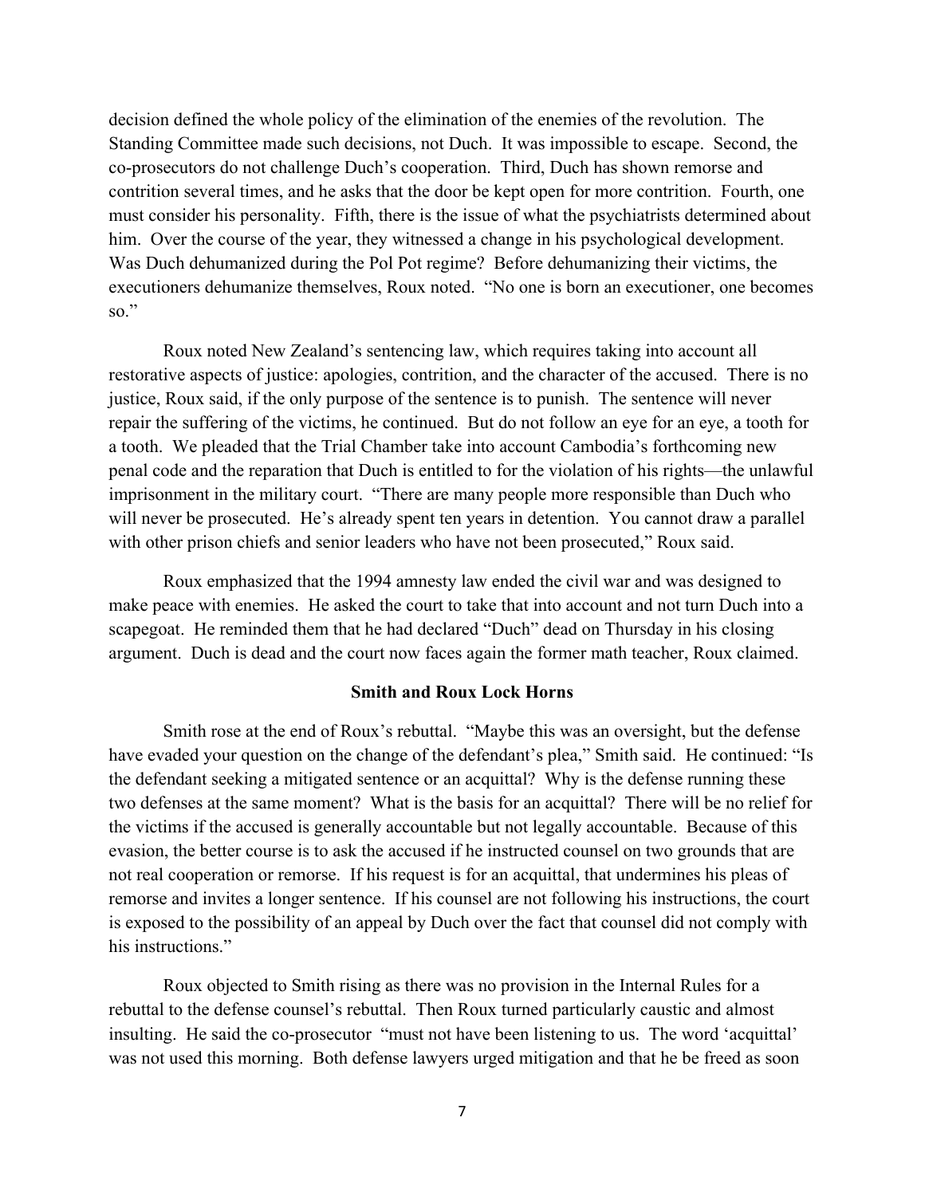decision defined the whole policy of the elimination of the enemies of the revolution. The Standing Committee made such decisions, not Duch. It was impossible to escape. Second, the co-prosecutors do not challenge Duch's cooperation. Third, Duch has shown remorse and contrition several times, and he asks that the door be kept open for more contrition. Fourth, one must consider his personality. Fifth, there is the issue of what the psychiatrists determined about him. Over the course of the year, they witnessed a change in his psychological development. Was Duch dehumanized during the Pol Pot regime? Before dehumanizing their victims, the executioners dehumanize themselves, Roux noted. "No one is born an executioner, one becomes so."

Roux noted New Zealand's sentencing law, which requires taking into account all restorative aspects of justice: apologies, contrition, and the character of the accused. There is no justice, Roux said, if the only purpose of the sentence is to punish. The sentence will never repair the suffering of the victims, he continued. But do not follow an eye for an eye, a tooth for a tooth. We pleaded that the Trial Chamber take into account Cambodia's forthcoming new penal code and the reparation that Duch is entitled to for the violation of his rights—the unlawful imprisonment in the military court. "There are many people more responsible than Duch who will never be prosecuted. He's already spent ten years in detention. You cannot draw a parallel with other prison chiefs and senior leaders who have not been prosecuted," Roux said.

Roux emphasized that the 1994 amnesty law ended the civil war and was designed to make peace with enemies. He asked the court to take that into account and not turn Duch into a scapegoat. He reminded them that he had declared "Duch" dead on Thursday in his closing argument. Duch is dead and the court now faces again the former math teacher, Roux claimed.

### Smith and Roux Lock Horns

Smith rose at the end of Roux's rebuttal. "Maybe this was an oversight, but the defense have evaded your question on the change of the defendant's plea," Smith said. He continued: "Is the defendant seeking a mitigated sentence or an acquittal? Why is the defense running these two defenses at the same moment? What is the basis for an acquittal? There will be no relief for the victims if the accused is generally accountable but not legally accountable. Because of this evasion, the better course is to ask the accused if he instructed counsel on two grounds that are not real cooperation or remorse. If his request is for an acquittal, that undermines his pleas of remorse and invites a longer sentence. If his counsel are not following his instructions, the court is exposed to the possibility of an appeal by Duch over the fact that counsel did not comply with his instructions."

Roux objected to Smith rising as there was no provision in the Internal Rules for a rebuttal to the defense counsel's rebuttal. Then Roux turned particularly caustic and almost insulting. He said the co-prosecutor "must not have been listening to us. The word 'acquittal' was not used this morning. Both defense lawyers urged mitigation and that he be freed as soon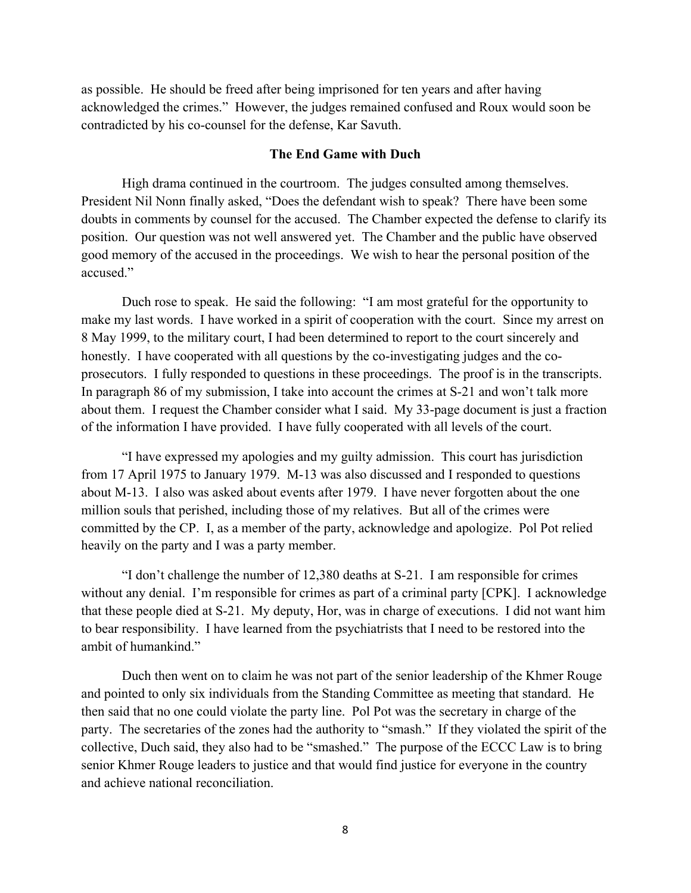as possible. He should be freed after being imprisoned for ten years and after having acknowledged the crimes." However, the judges remained confused and Roux would soon be contradicted by his co-counsel for the defense, Kar Savuth.

### The End Game with Duch

High drama continued in the courtroom. The judges consulted among themselves. President Nil Nonn finally asked, "Does the defendant wish to speak? There have been some doubts in comments by counsel for the accused. The Chamber expected the defense to clarify its position. Our question was not well answered yet. The Chamber and the public have observed good memory of the accused in the proceedings. We wish to hear the personal position of the accused."

Duch rose to speak. He said the following: "I am most grateful for the opportunity to make my last words. I have worked in a spirit of cooperation with the court. Since my arrest on 8 May 1999, to the military court, I had been determined to report to the court sincerely and honestly. I have cooperated with all questions by the co-investigating judges and the co-prosecutors. I fully responded to questions in these proceedings. The proof is in the transcripts. In paragraph 86 of my submission, I take into account the crimes at S-21 and won't talk more about them. I request the Chamber consider what I said. My 33-page document is just a fraction of the information I have provided. I have fully cooperated with all levels of the court.

"I have expressed my apologies and my guilty admission. This court has jurisdiction from 17 April 1975 to January 1979. M-13 was also discussed and I responded to questions about M-13. I also was asked about events after 1979. I have never forgotten about the one million souls that perished, including those of my relatives. But all of the crimes were committed by the CP. I, as a member of the party, acknowledge and apologize. Pol Pot relied heavily on the party and I was a party member.

"I don't challenge the number of 12,380 deaths at S-21. I am responsible for crimes without any denial. I'm responsible for crimes as part of a criminal party [CPK]. I acknowledge that these people died at S-21. My deputy, Hor, was in charge of executions. I did not want him to bear responsibility. I have learned from the psychiatrists that I need to be restored into the ambit of humankind."

Duch then went on to claim he was not part of the senior leadership of the Khmer Rouge and pointed to only six individuals from the Standing Committee as meeting that standard. He then said that no one could violate the party line. Pol Pot was the secretary in charge of the party. The secretaries of the zones had the authority to "smash." If they violated the spirit of the collective, Duch said, they also had to be "smashed." The purpose of the ECCC Law is to bring senior Khmer Rouge leaders to justice and that would find justice for everyone in the country and achieve national reconciliation.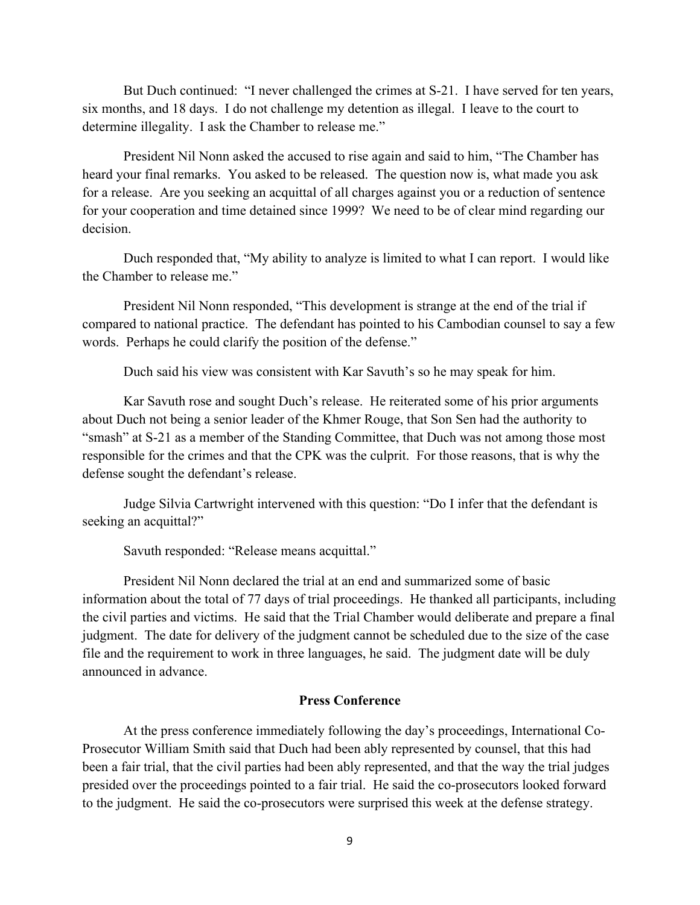But Duch continued: "I never challenged the crimes at S-21. I have served for ten years, six months, and 18 days. I do not challenge my detention as illegal. I leave to the court to determine illegality. I ask the Chamber to release me."

President Nil Nonn asked the accused to rise again and said to him, "The Chamber has heard your final remarks. You asked to be released. The question now is, what made you ask for a release. Are you seeking an acquittal of all charges against you or a reduction of sentence for your cooperation and time detained since 1999? We need to be of clear mind regarding our decision.

Duch responded that, "My ability to analyze is limited to what I can report. I would like the Chamber to release me."

President Nil Nonn responded, "This development is strange at the end of the trial if compared to national practice. The defendant has pointed to his Cambodian counsel to say a few words. Perhaps he could clarify the position of the defense."

Duch said his view was consistent with Kar Savuth's so he may speak for him.

Kar Savuth rose and sought Duch's release. He reiterated some of his prior arguments about Duch not being a senior leader of the Khmer Rouge, that Son Sen had the authority to "smash" at S-21 as a member of the Standing Committee, that Duch was not among those most responsible for the crimes and that the CPK was the culprit. For those reasons, that is why the defense sought the defendant's release.

Judge Silvia Cartwright intervened with this question: "Do I infer that the defendant is seeking an acquittal?"

Savuth responded: "Release means acquittal."

President Nil Nonn declared the trial at an end and summarized some of basic information about the total of 77 days of trial proceedings. He thanked all participants, including the civil parties and victims. He said that the Trial Chamber would deliberate and prepare a final judgment. The date for delivery of the judgment cannot be scheduled due to the size of the case file and the requirement to work in three languages, he said. The judgment date will be duly announced in advance.

## Press Conference

At the press conference immediately following the day's proceedings, International Co-Prosecutor William Smith said that Duch had been ably represented by counsel, that this had been a fair trial, that the civil parties had been ably represented, and that the way the trial judges presided over the proceedings pointed to a fair trial. He said the co-prosecutors looked forward to the judgment. He said the co-prosecutors were surprised this week at the defense strategy.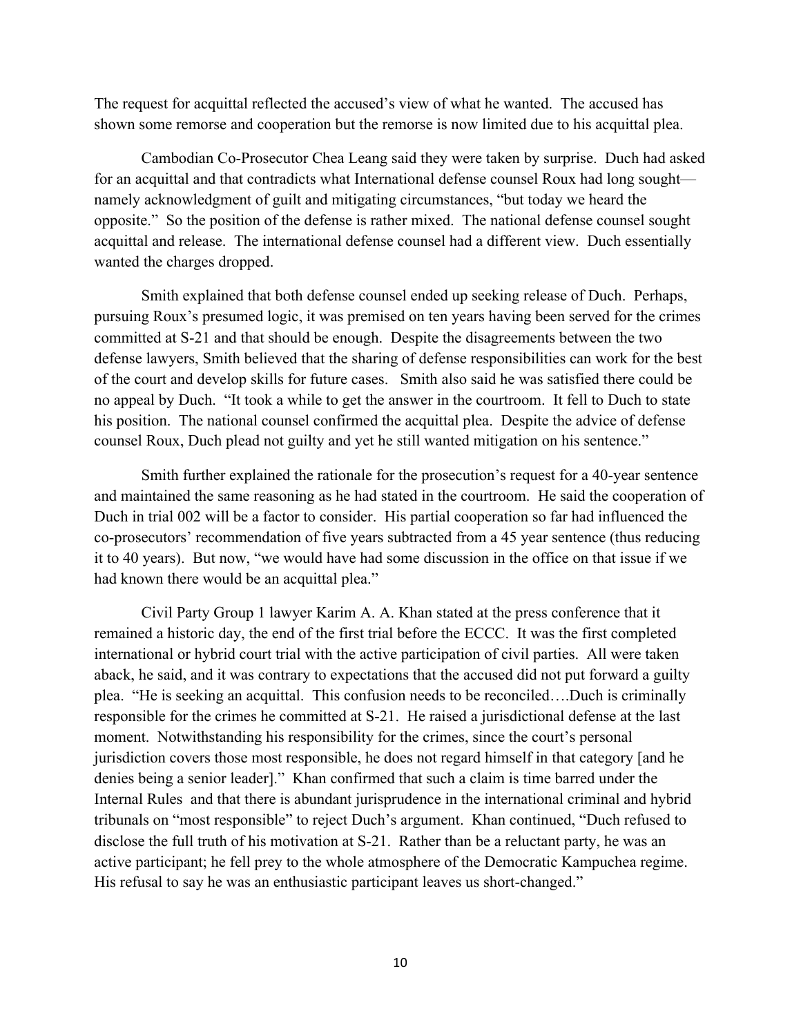The request for acquittal reflected the accused's view of what he wanted. The accused has shown some remorse and cooperation but the remorse is now limited due to his acquittal plea.

Cambodian Co-Prosecutor Chea Leang said they were taken by surprise. Duch had asked for an acquittal and that contradicts what International defense counsel Roux had long sought—namely acknowledgment of guilt and mitigating circumstances, "but today we heard the opposite." So the position of the defense is rather mixed. The national defense counsel sought acquittal and release. The international defense counsel had a different view. Duch essentially wanted the charges dropped.

Smith explained that both defense counsel ended up seeking release of Duch. Perhaps, pursuing Roux's presumed logic, it was premised on ten years having been served for the crimes committed at S-21 and that should be enough. Despite the disagreements between the two defense lawyers, Smith believed that the sharing of defense responsibilities can work for the best of the court and develop skills for future cases. Smith also said he was satisfied there could be no appeal by Duch. "It took a while to get the answer in the courtroom. It fell to Duch to state his position. The national counsel confirmed the acquittal plea. Despite the advice of defense counsel Roux, Duch plead not guilty and yet he still wanted mitigation on his sentence."

Smith further explained the rationale for the prosecution's request for a 40-year sentence and maintained the same reasoning as he had stated in the courtroom. He said the cooperation of Duch in trial 002 will be a factor to consider. His partial cooperation so far had influenced the co-prosecutors' recommendation of five years subtracted from a 45 year sentence (thus reducing it to 40 years). But now, "we would have had some discussion in the office on that issue if we had known there would be an acquittal plea."

Civil Party Group 1 lawyer Karim A. A. Khan stated at the press conference that it remained a historic day, the end of the first trial before the ECCC. It was the first completed international or hybrid court trial with the active participation of civil parties. All were taken aback, he said, and it was contrary to expectations that the accused did not put forward a guilty plea. "He is seeking an acquittal. This confusion needs to be reconciled….Duch is criminally responsible for the crimes he committed at S-21. He raised a jurisdictional defense at the last moment. Notwithstanding his responsibility for the crimes, since the court's personal jurisdiction covers those most responsible, he does not regard himself in that category [and he denies being a senior leader]." Khan confirmed that such a claim is time barred under the Internal Rules and that there is abundant jurisprudence in the international criminal and hybrid tribunals on "most responsible" to reject Duch's argument. Khan continued, "Duch refused to disclose the full truth of his motivation at S-21. Rather than be a reluctant party, he was an active participant; he fell prey to the whole atmosphere of the Democratic Kampuchea regime. His refusal to say he was an enthusiastic participant leaves us short-changed."